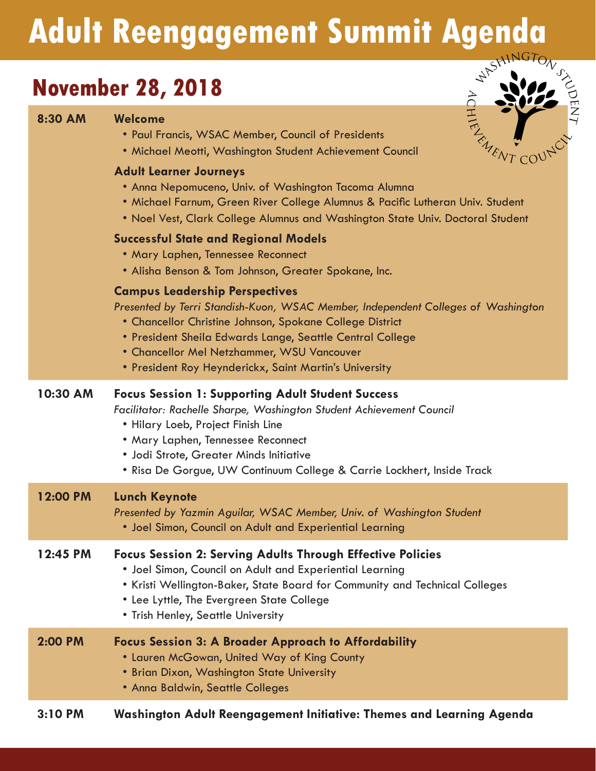# Adult Reengagement Summit Agenda

## November 28, 2018

**8:30 AM**

**Welcome**

- Paul Francis, WSAC Member, Council of Presidents
- Michael Meotti, Washington Student Achievement Council

**Adult Learner Journeys**

- Anna Nepomuceno, Univ. of Washington Tacoma Alumna
- Michael Farnum, Green River College Alumnus & Pacific Lutheran Univ. Student
- Noel Vest, Clark College Alumnus and Washington State Univ. Doctoral Student

**Successful State and Regional Models**

- Mary Laphen, Tennessee Reconnect
- Alisha Benson & Tom Johnson, Greater Spokane, Inc.

**Campus Leadership Perspectives**

*Presented by Terri Standish-Kuon, WSAC Member, Independent Colleges of Washington*

- Chancellor Christine Johnson, Spokane College District
- President Sheila Edwards Lange, Seattle Central College
- Chancellor Mel Netzhammer, WSU Vancouver
- President Roy Heynderickx, Saint Martin's University

**10:30 AM**

**Focus Session 1: Supporting Adult Student Success**

*Facilitator: Rachelle Sharpe, Washington Student Achievement Council*

- Hilary Loeb, Project Finish Line
- Mary Laphen, Tennessee Reconnect
- Jodi Strote, Greater Minds Initiative
- Risa De Gorgue, UW Continuum College & Carrie Lockhert, Inside Track

**12:00 PM**

**Lunch Keynote**

*Presented by Yazmin Aguilar, WSAC Member, Univ. of Washington Student*

- Joel Simon, Council on Adult and Experiential Learning

**12:45 PM**

**Focus Session 2: Serving Adults Through Effective Policies**

- Joel Simon, Council on Adult and Experiential Learning
- Kristi Wellington-Baker, State Board for Community and Technical Colleges
- Lee Lyttle, The Evergreen State College
- Trish Henley, Seattle University

**2:00 PM**

**Focus Session 3: A Broader Approach to Affordability**

- Lauren McGowan, United Way of King County
- Brian Dixon, Washington State University
- Anna Baldwin, Seattle Colleges

**3:10 PM**

**Washington Adult Reengagement Initiative: Themes and Learning Agenda**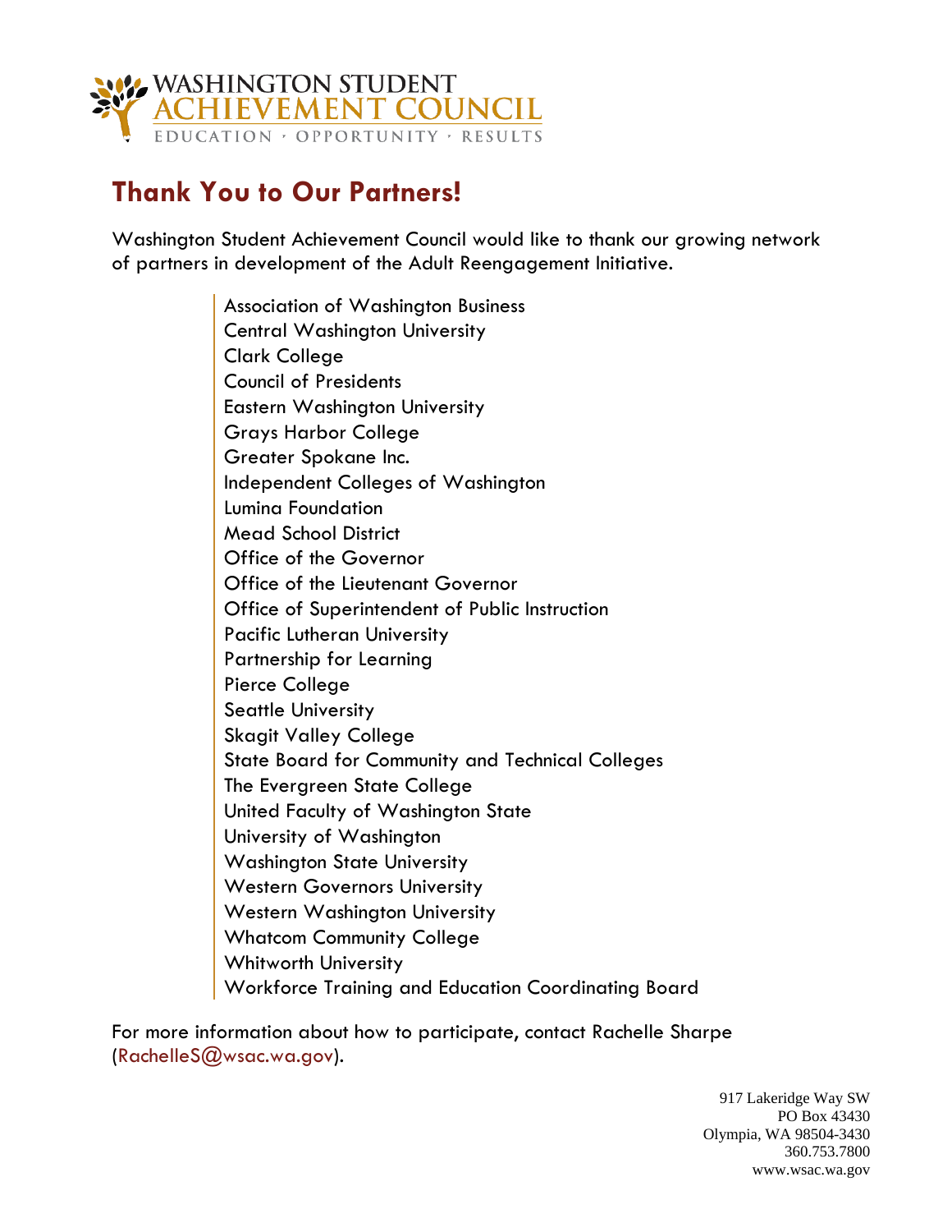WASHINGTON STUDENT ACHIEVEMENT COUNCIL
EDUCATION · OPPORTUNITY · RESULTS

## Thank You to Our Partners!

Washington Student Achievement Council would like to thank our growing network of partners in development of the Adult Reengagement Initiative.

- Association of Washington Business
- Central Washington University
- Clark College
- Council of Presidents
- Eastern Washington University
- Grays Harbor College
- Greater Spokane Inc.
- Independent Colleges of Washington
- Lumina Foundation
- Mead School District
- Office of the Governor
- Office of the Lieutenant Governor
- Office of Superintendent of Public Instruction
- Pacific Lutheran University
- Partnership for Learning
- Pierce College
- Seattle University
- Skagit Valley College
- State Board for Community and Technical Colleges
- The Evergreen State College
- United Faculty of Washington State
- University of Washington
- Washington State University
- Western Governors University
- Western Washington University
- Whatcom Community College
- Whitworth University
- Workforce Training and Education Coordinating Board

For more information about how to participate, contact Rachelle Sharpe (RachelleS@wsac.wa.gov).

917 Lakeridge Way SW
PO Box 43430
Olympia, WA 98504-3430
360.753.7800
www.wsac.wa.gov